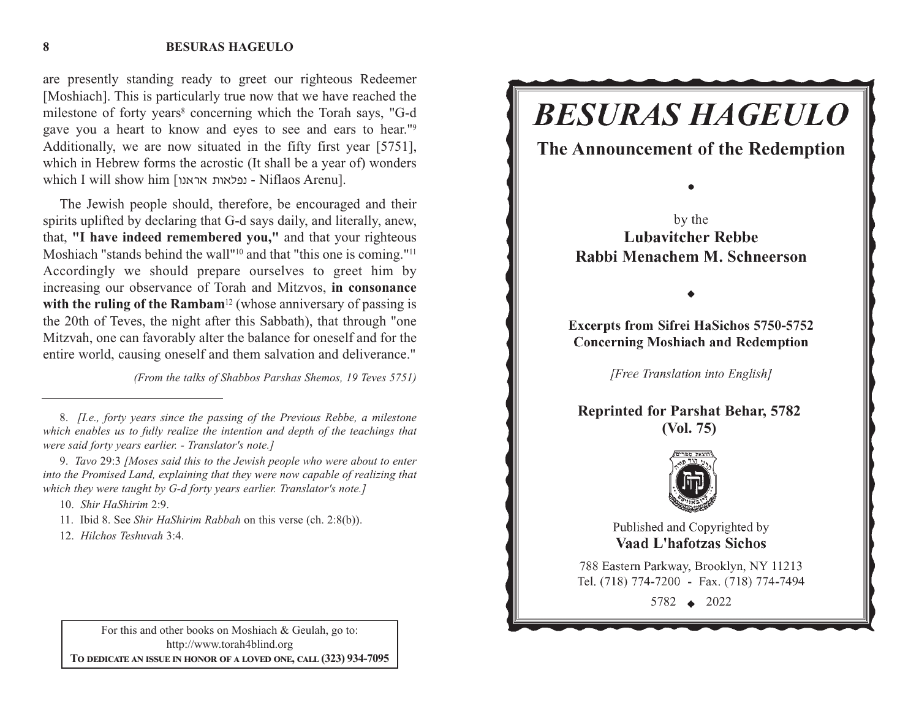are presently standing ready to greet our righteous Redeemer [Moshiach]. This is particularly true now that we have reached the milestone of forty years[8] concerning which the Torah says, "G-d gave you a heart to know and eyes to see and ears to hear."[9] Additionally, we are now situated in the fifty first year [5751], which in Hebrew forms the acrostic (It shall be a year of) wonders which I will show him [נפלאות אראנו - Niflaos Arenu].

The Jewish people should, therefore, be encouraged and their spirits uplifted by declaring that G-d says daily, and literally, anew, that, **"I have indeed remembered you,"** and that your righteous Moshiach "stands behind the wall"[10] and that "this one is coming."[11] Accordingly we should prepare ourselves to greet him by increasing our observance of Torah and Mitzvos, **in consonance with the ruling of the Rambam**[12] (whose anniversary of passing is the 20th of Teves, the night after this Sabbath), that through "one Mitzvah, one can favorably alter the balance for oneself and for the entire world, causing oneself and them salvation and deliverance."

*(From the talks of Shabbos Parshas Shemos, 19 Teves 5751)*

---

8. *[I.e., forty years since the passing of the Previous Rebbe, a milestone which enables us to fully realize the intention and depth of the teachings that were said forty years earlier. - Translator's note.]*

9. *Tavo* 29:3 *[Moses said this to the Jewish people who were about to enter into the Promised Land, explaining that they were now capable of realizing that which they were taught by G-d forty years earlier. Translator's note.]*

10. *Shir HaShirim* 2:9.

11. Ibid 8. See *Shir HaShirim Rabbah* on this verse (ch. 2:8(b)).

12. *Hilchos Teshuvah* 3:4.

For this and other books on Moshiach & Geulah, go to: http://www.torah4blind.org
**To dedicate an issue in honor of a loved one, call (323) 934-7095**

# BESURAS HAGEULO

## The Announcement of the Redemption

by the
**Lubavitcher Rebbe**
**Rabbi Menachem M. Schneerson**

**Excerpts from Sifrei HaSichos 5750-5752**
**Concerning Moshiach and Redemption**

*[Free Translation into English]*

**Reprinted for Parshat Behar, 5782**
**(Vol. 75)**

Published and Copyrighted by
**Vaad L'hafotzas Sichos**

788 Eastern Parkway, Brooklyn, NY 11213
Tel. (718) 774-7200 - Fax. (718) 774-7494

5782 ◆ 2022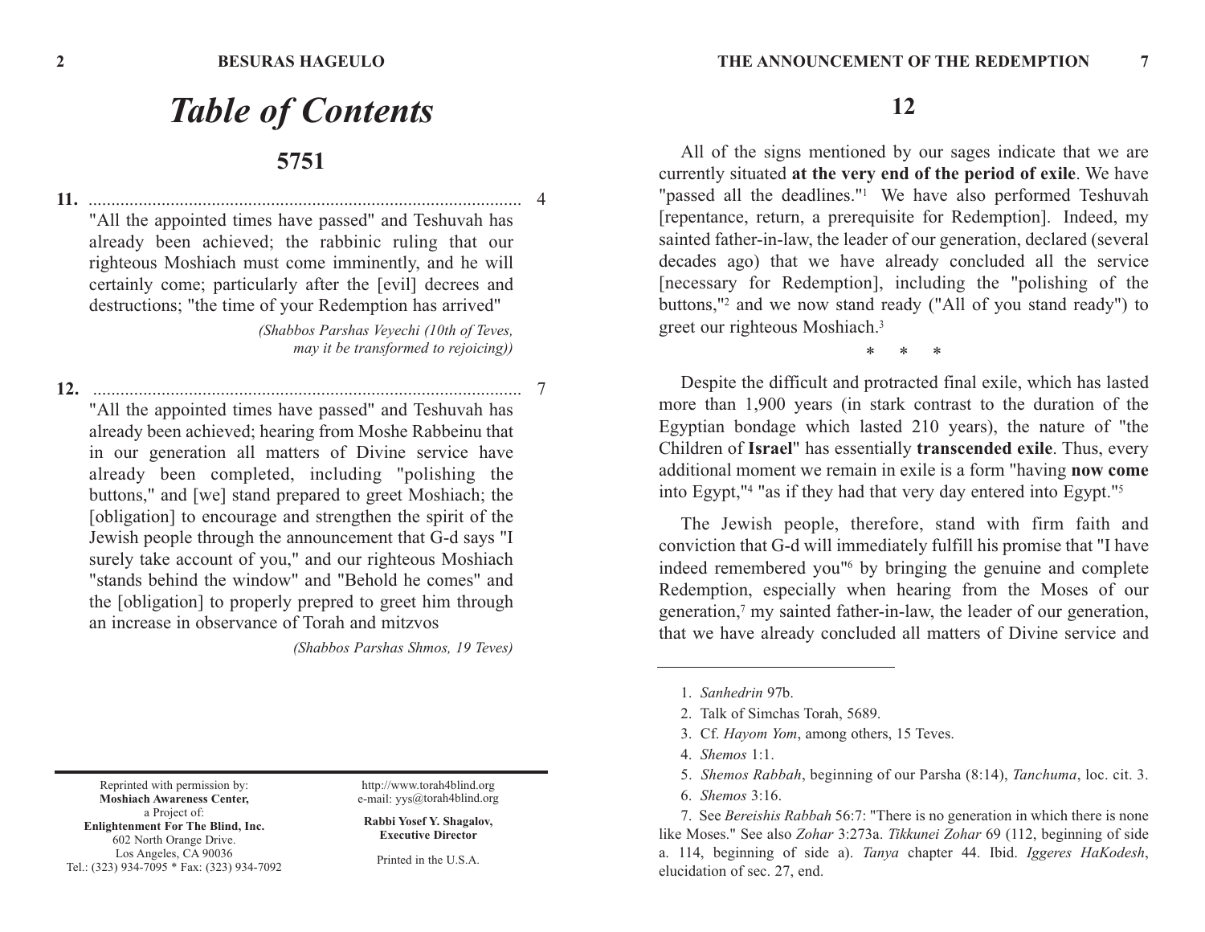# Table of Contents

## 5751

**11.** ................................................................................................ 4

"All the appointed times have passed" and Teshuvah has already been achieved; the rabbinic ruling that our righteous Moshiach must come imminently, and he will certainly come; particularly after the [evil] decrees and destructions; "the time of your Redemption has arrived"

*(Shabbos Parshas Veyechi (10th of Teves, may it be transformed to rejoicing))*

**12.** ................................................................................................ 7

"All the appointed times have passed" and Teshuvah has already been achieved; hearing from Moshe Rabbeinu that in our generation all matters of Divine service have already been completed, including "polishing the buttons," and [we] stand prepared to greet Moshiach; the [obligation] to encourage and strengthen the spirit of the Jewish people through the announcement that G-d says "I surely take account of you," and our righteous Moshiach "stands behind the window" and "Behold he comes" and the [obligation] to properly prepred to greet him through an increase in observance of Torah and mitzvos

*(Shabbos Parshas Shmos, 19 Teves)*

Reprinted with permission by:
**Moshiach Awareness Center,**
a Project of:
**Enlightenment For The Blind, Inc.**
602 North Orange Drive.
Los Angeles, CA 90036
Tel.: (323) 934-7095 * Fax: (323) 934-7092

http://www.torah4blind.org
e-mail: yys@torah4blind.org

**Rabbi Yosef Y. Shagalov, Executive Director**

Printed in the U.S.A.

## 12

All of the signs mentioned by our sages indicate that we are currently situated **at the very end of the period of exile**. We have "passed all the deadlines."[1] We have also performed Teshuvah [repentance, return, a prerequisite for Redemption]. Indeed, my sainted father-in-law, the leader of our generation, declared (several decades ago) that we have already concluded all the service [necessary for Redemption], including the "polishing of the buttons,"[2] and we now stand ready ("All of you stand ready") to greet our righteous Moshiach.[3]

\* \* \*

Despite the difficult and protracted final exile, which has lasted more than 1,900 years (in stark contrast to the duration of the Egyptian bondage which lasted 210 years), the nature of "the Children of **Israel**" has essentially **transcended exile**. Thus, every additional moment we remain in exile is a form "having **now come** into Egypt,"[4] "as if they had that very day entered into Egypt."[5]

The Jewish people, therefore, stand with firm faith and conviction that G-d will immediately fulfill his promise that "I have indeed remembered you"[6] by bringing the genuine and complete Redemption, especially when hearing from the Moses of our generation,[7] my sainted father-in-law, the leader of our generation, that we have already concluded all matters of Divine service and

---

1. *Sanhedrin* 97b.
2. Talk of Simchas Torah, 5689.
3. Cf. *Hayom Yom*, among others, 15 Teves.
4. *Shemos* 1:1.
5. *Shemos Rabbah*, beginning of our Parsha (8:14), *Tanchuma*, loc. cit. 3.
6. *Shemos* 3:16.
7. See *Bereishis Rabbah* 56:7: "There is no generation in which there is none like Moses." See also *Zohar* 3:273a. *Tikkunei Zohar* 69 (112, beginning of side a. 114, beginning of side a). *Tanya* chapter 44. Ibid. *Iggeres HaKodesh*, elucidation of sec. 27, end.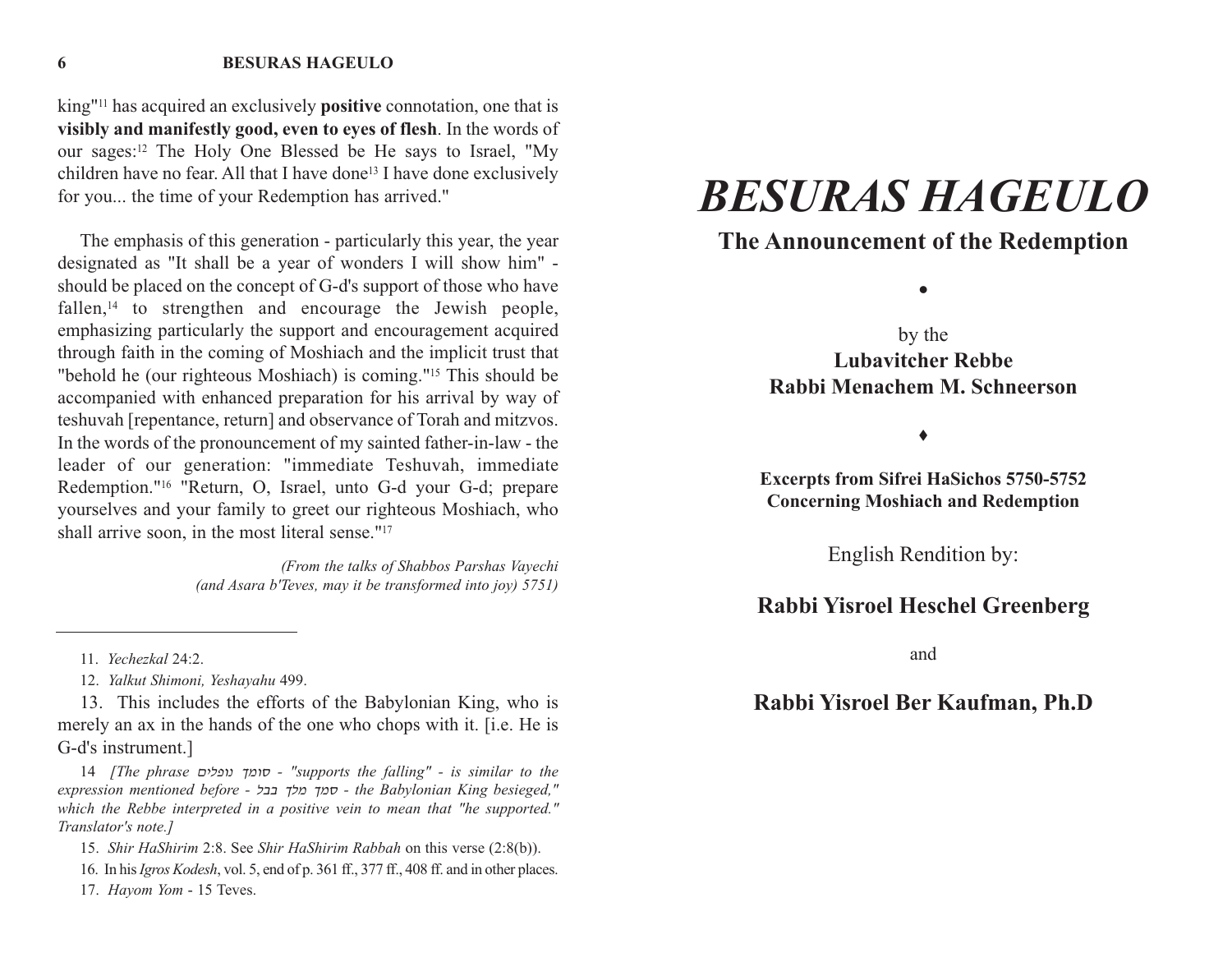king"[11] has acquired an exclusively **positive** connotation, one that is **visibly and manifestly good, even to eyes of flesh**. In the words of our sages:[12] The Holy One Blessed be He says to Israel, "My children have no fear. All that I have done[13] I have done exclusively for you... the time of your Redemption has arrived."

The emphasis of this generation - particularly this year, the year designated as "It shall be a year of wonders I will show him" - should be placed on the concept of G-d's support of those who have fallen,[14] to strengthen and encourage the Jewish people, emphasizing particularly the support and encouragement acquired through faith in the coming of Moshiach and the implicit trust that "behold he (our righteous Moshiach) is coming."[15] This should be accompanied with enhanced preparation for his arrival by way of teshuvah [repentance, return] and observance of Torah and mitzvos. In the words of the pronouncement of my sainted father-in-law - the leader of our generation: "immediate Teshuvah, immediate Redemption."[16] "Return, O, Israel, unto G-d your G-d; prepare yourselves and your family to greet our righteous Moshiach, who shall arrive soon, in the most literal sense."[17]

*(From the talks of Shabbos Parshas Vayechi (and Asara b'Teves, may it be transformed into joy) 5751)*

---

11. *Yechezkal* 24:2.

12. *Yalkut Shimoni, Yeshayahu* 499.

13. This includes the efforts of the Babylonian King, who is merely an ax in the hands of the one who chops with it. [i.e. He is G-d's instrument.]

14 *[The phrase סומך נופלים - "supports the falling" - is similar to the expression mentioned before - סמך מלך בבל - the Babylonian King besieged," which the Rebbe interpreted in a positive vein to mean that "he supported." Translator's note.]*

15. *Shir HaShirim* 2:8. See *Shir HaShirim Rabbah* on this verse (2:8(b)).

16. In his *Igros Kodesh*, vol. 5, end of p. 361 ff., 377 ff., 408 ff. and in other places.

17. *Hayom Yom* - 15 Teves.

# *BESURAS HAGEULO*

## The Announcement of the Redemption

•

by the
**Lubavitcher Rebbe**
**Rabbi Menachem M. Schneerson**

♦

**Excerpts from Sifrei HaSichos 5750-5752**
**Concerning Moshiach and Redemption**

English Rendition by:

**Rabbi Yisroel Heschel Greenberg**

and

**Rabbi Yisroel Ber Kaufman, Ph.D**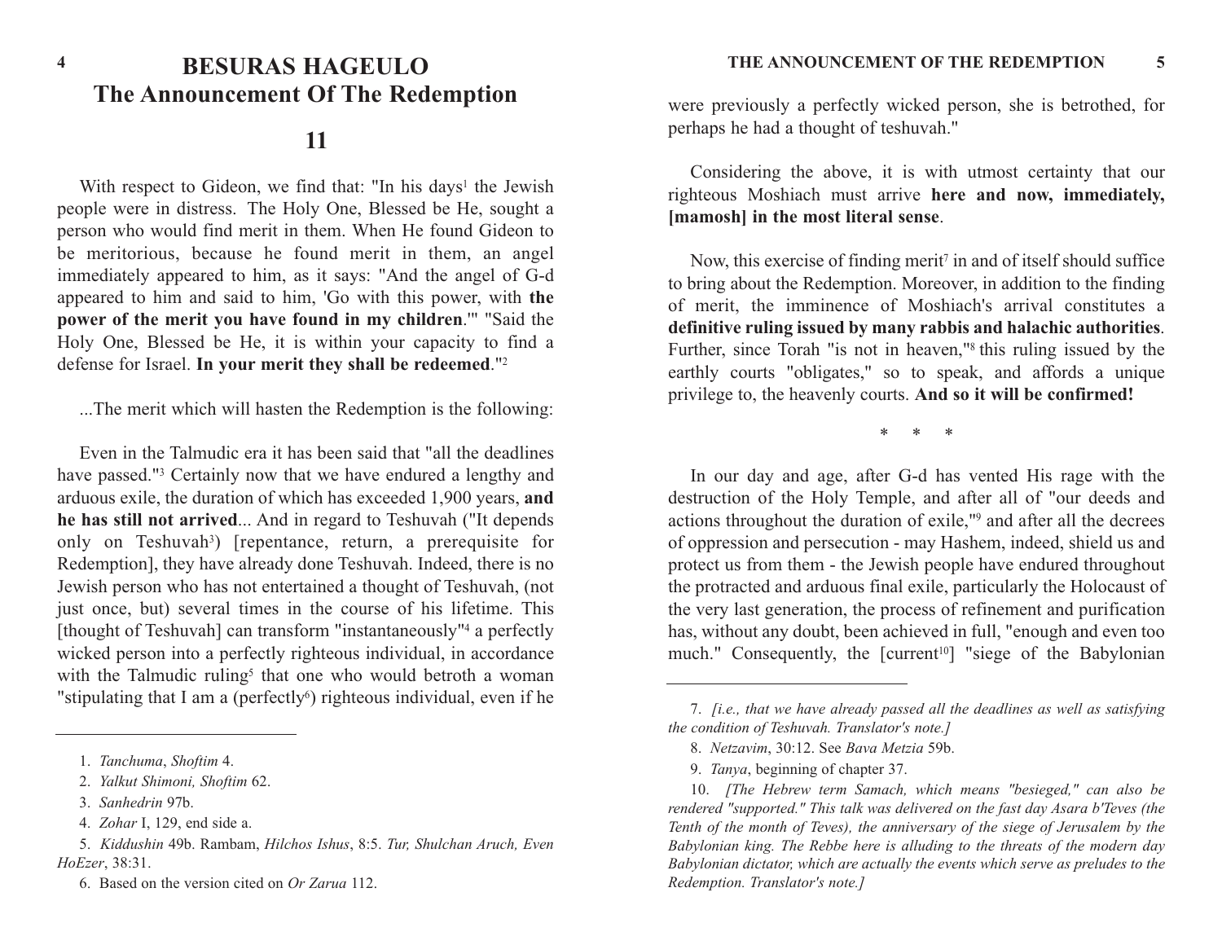# BESURAS HAGEULO
# The Announcement Of The Redemption

## 11

With respect to Gideon, we find that: "In his days[1] the Jewish people were in distress. The Holy One, Blessed be He, sought a person who would find merit in them. When He found Gideon to be meritorious, because he found merit in them, an angel immediately appeared to him, as it says: "And the angel of G-d appeared to him and said to him, 'Go with this power, with **the power of the merit you have found in my children**.'" "Said the Holy One, Blessed be He, it is within your capacity to find a defense for Israel. **In your merit they shall be redeemed**."[2]

...The merit which will hasten the Redemption is the following:

Even in the Talmudic era it has been said that "all the deadlines have passed."[3] Certainly now that we have endured a lengthy and arduous exile, the duration of which has exceeded 1,900 years, **and he has still not arrived**... And in regard to Teshuvah ("It depends only on Teshuvah[3]) [repentance, return, a prerequisite for Redemption], they have already done Teshuvah. Indeed, there is no Jewish person who has not entertained a thought of Teshuvah, (not just once, but) several times in the course of his lifetime. This [thought of Teshuvah] can transform "instantaneously"[4] a perfectly wicked person into a perfectly righteous individual, in accordance with the Talmudic ruling[5] that one who would betroth a woman "stipulating that I am a (perfectly[6]) righteous individual, even if he were previously a perfectly wicked person, she is betrothed, for perhaps he had a thought of teshuvah."

Considering the above, it is with utmost certainty that our righteous Moshiach must arrive **here and now, immediately, [mamosh] in the most literal sense**.

Now, this exercise of finding merit[7] in and of itself should suffice to bring about the Redemption. Moreover, in addition to the finding of merit, the imminence of Moshiach's arrival constitutes a **definitive ruling issued by many rabbis and halachic authorities**. Further, since Torah "is not in heaven,"[8] this ruling issued by the earthly courts "obligates," so to speak, and affords a unique privilege to, the heavenly courts. **And so it will be confirmed!**

\* \* \*

In our day and age, after G-d has vented His rage with the destruction of the Holy Temple, and after all of "our deeds and actions throughout the duration of exile,"[9] and after all the decrees of oppression and persecution - may Hashem, indeed, shield us and protect us from them - the Jewish people have endured throughout the protracted and arduous final exile, particularly the Holocaust of the very last generation, the process of refinement and purification has, without any doubt, been achieved in full, "enough and even too much." Consequently, the [current[10]] "siege of the Babylonian

---

1. *Tanchuma*, *Shoftim* 4.
2. *Yalkut Shimoni, Shoftim* 62.
3. *Sanhedrin* 97b.
4. *Zohar* I, 129, end side a.
5. *Kiddushin* 49b. Rambam, *Hilchos Ishus*, 8:5. *Tur, Shulchan Aruch, Even HoEzer*, 38:31.
6. Based on the version cited on *Or Zarua* 112.
7. *[i.e., that we have already passed all the deadlines as well as satisfying the condition of Teshuvah. Translator's note.]*
8. *Netzavim*, 30:12. See *Bava Metzia* 59b.
9. *Tanya*, beginning of chapter 37.
10. *[The Hebrew term Samach, which means "besieged," can also be rendered "supported." This talk was delivered on the fast day Asara b'Teves (the Tenth of the month of Teves), the anniversary of the siege of Jerusalem by the Babylonian king. The Rebbe here is alluding to the threats of the modern day Babylonian dictator, which are actually the events which serve as preludes to the Redemption. Translator's note.]*